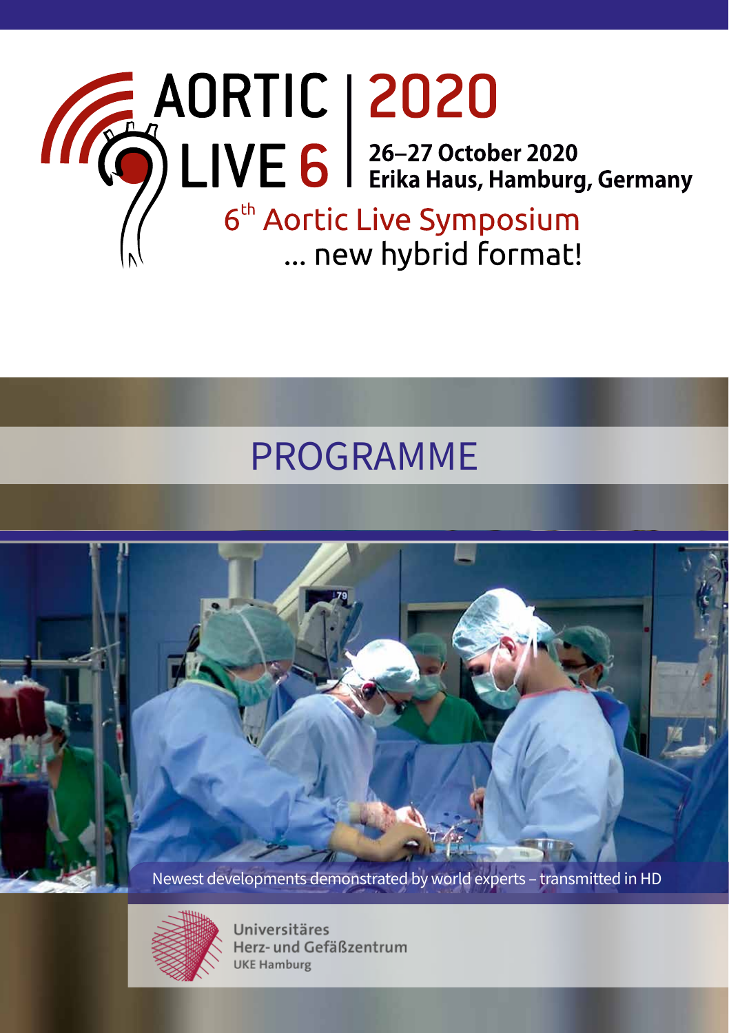# AORTIC LIVE 6 | 2020

**26–27 October 2020**
**Erika Haus, Hamburg, Germany**

## 6th Aortic Live Symposium
... new hybrid format!

# PROGRAMME

Newest developments demonstrated by world experts – transmitted in HD

Universitäres
Herz- und Gefäßzentrum
UKE Hamburg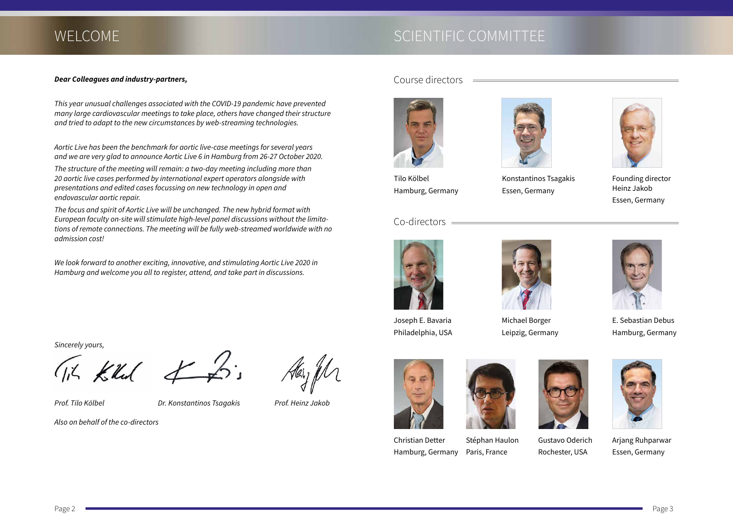# WELCOME

***Dear Colleagues and industry-partners,***

*This year unusual challenges associated with the COVID-19 pandemic have prevented many large cardiovascular meetings to take place, others have changed their structure and tried to adapt to the new circumstances by web-streaming technologies.*

*Aortic Live has been the benchmark for aortic live-case meetings for several years and we are very glad to announce Aortic Live 6 in Hamburg from 26-27 October 2020.*

*The structure of the meeting will remain: a two-day meeting including more than 20 aortic live cases performed by international expert operators alongside with presentations and edited cases focussing on new technology in open and endovascular aortic repair.*

*The focus and spirit of Aortic Live will be unchanged. The new hybrid format with European faculty on-site will stimulate high-level panel discussions without the limitations of remote connections. The meeting will be fully web-streamed worldwide with no admission cost!*

*We look forward to another exciting, innovative, and stimulating Aortic Live 2020 in Hamburg and welcome you all to register, attend, and take part in discussions.*

*Sincerely yours,*

*Prof. Tilo Kölbel* | *Dr. Konstantinos Tsagakis* | *Prof. Heinz Jakob*

*Also on behalf of the co-directors*

# SCIENTIFIC COMMITTEE

## Course directors

Tilo Kölbel
Hamburg, Germany

Konstantinos Tsagakis
Essen, Germany

Founding director
Heinz Jakob
Essen, Germany

## Co-directors

Joseph E. Bavaria
Philadelphia, USA

Michael Borger
Leipzig, Germany

E. Sebastian Debus
Hamburg, Germany

Christian Detter
Hamburg, Germany

Stéphan Haulon
Paris, France

Gustavo Oderich
Rochester, USA

Arjang Ruhparwar
Essen, Germany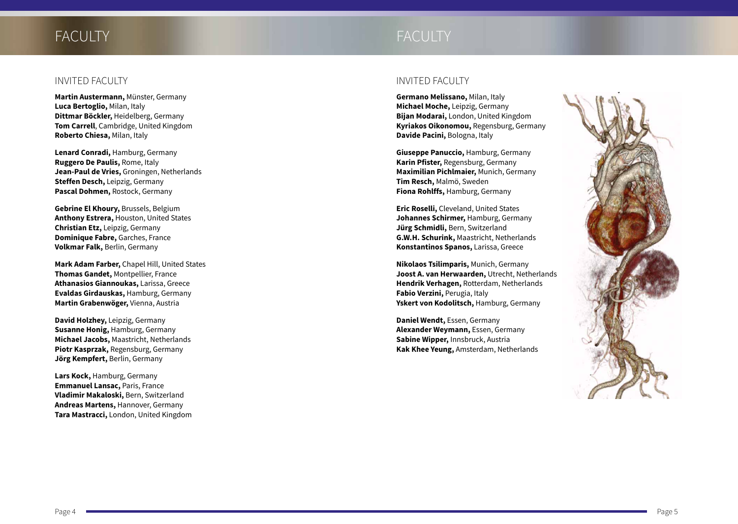# FACULTY

## INVITED FACULTY

**Martin Austermann,** Münster, Germany
**Luca Bertoglio,** Milan, Italy
**Dittmar Böckler,** Heidelberg, Germany
**Tom Carrell**, Cambridge, United Kingdom
**Roberto Chiesa,** Milan, Italy

**Lenard Conradi,** Hamburg, Germany
**Ruggero De Paulis,** Rome, Italy
**Jean-Paul de Vries,** Groningen, Netherlands
**Steffen Desch,** Leipzig, Germany
**Pascal Dohmen,** Rostock, Germany

**Gebrine El Khoury,** Brussels, Belgium
**Anthony Estrera,** Houston, United States
**Christian Etz,** Leipzig, Germany
**Dominique Fabre,** Garches, France
**Volkmar Falk,** Berlin, Germany

**Mark Adam Farber,** Chapel Hill, United States
**Thomas Gandet,** Montpellier, France
**Athanasios Giannoukas,** Larissa, Greece
**Evaldas Girdauskas,** Hamburg, Germany
**Martin Grabenwöger,** Vienna, Austria

**David Holzhey,** Leipzig, Germany
**Susanne Honig,** Hamburg, Germany
**Michael Jacobs,** Maastricht, Netherlands
**Piotr Kasprzak,** Regensburg, Germany
**Jörg Kempfert,** Berlin, Germany

**Lars Kock,** Hamburg, Germany
**Emmanuel Lansac,** Paris, France
**Vladimir Makaloski,** Bern, Switzerland
**Andreas Martens,** Hannover, Germany
**Tara Mastracci,** London, United Kingdom

**Germano Melissano,** Milan, Italy
**Michael Moche,** Leipzig, Germany
**Bijan Modarai,** London, United Kingdom
**Kyriakos Oikonomou,** Regensburg, Germany
**Davide Pacini,** Bologna, Italy

**Giuseppe Panuccio,** Hamburg, Germany
**Karin Pfister,** Regensburg, Germany
**Maximilian Pichlmaier,** Munich, Germany
**Tim Resch,** Malmö, Sweden
**Fiona Rohlffs,** Hamburg, Germany

**Eric Roselli,** Cleveland, United States
**Johannes Schirmer,** Hamburg, Germany
**Jürg Schmidli,** Bern, Switzerland
**G.W.H. Schurink,** Maastricht, Netherlands
**Konstantinos Spanos,** Larissa, Greece

**Nikolaos Tsilimparis,** Munich, Germany
**Joost A. van Herwaarden,** Utrecht, Netherlands
**Hendrik Verhagen,** Rotterdam, Netherlands
**Fabio Verzini,** Perugia, Italy
**Yskert von Kodolitsch,** Hamburg, Germany

**Daniel Wendt,** Essen, Germany
**Alexander Weymann,** Essen, Germany
**Sabine Wipper,** Innsbruck, Austria
**Kak Khee Yeung,** Amsterdam, Netherlands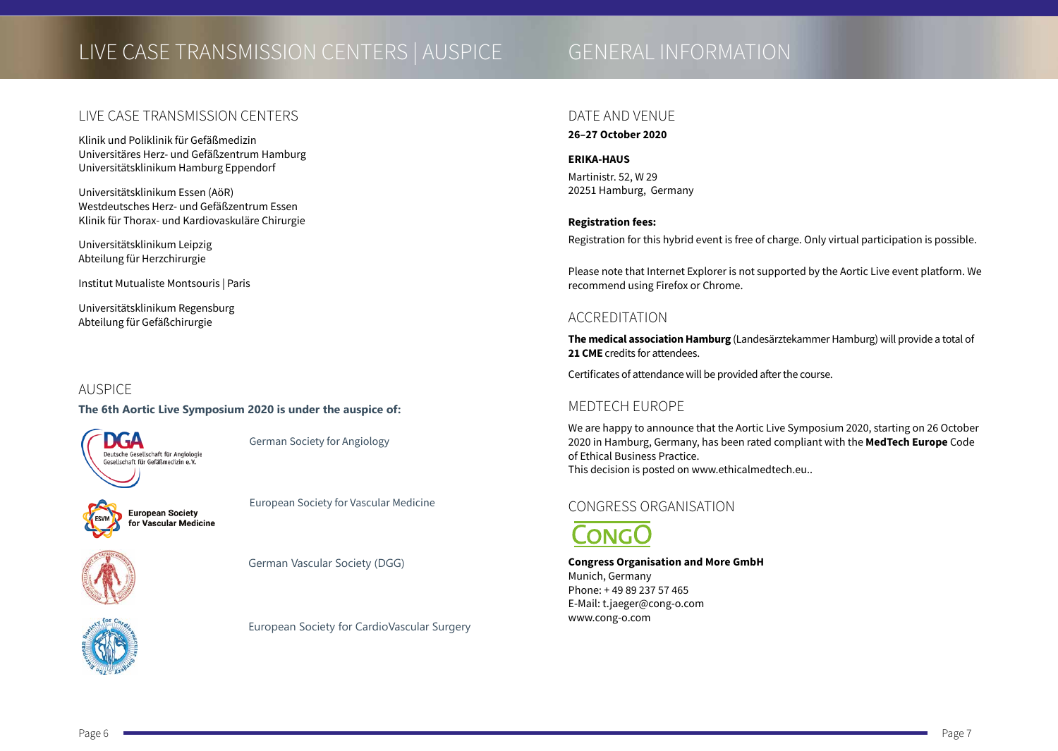# LIVE CASE TRANSMISSION CENTERS | AUSPICE

## LIVE CASE TRANSMISSION CENTERS

Klinik und Poliklinik für Gefäßmedizin
Universitäres Herz- und Gefäßzentrum Hamburg
Universitätsklinikum Hamburg Eppendorf

Universitätsklinikum Essen (AöR)
Westdeutsches Herz- und Gefäßzentrum Essen
Klinik für Thorax- und Kardiovaskuläre Chirurgie

Universitätsklinikum Leipzig
Abteilung für Herzchirurgie

Institut Mutualiste Montsouris | Paris

Universitätsklinikum Regensburg
Abteilung für Gefäßchirurgie

## AUSPICE

**The 6th Aortic Live Symposium 2020 is under the auspice of:**

DGA – Deutsche Gesellschaft für Angiologie, Gesellschaft für Gefäßmedizin e.V. — German Society for Angiology

ESVM – European Society for Vascular Medicine — European Society for Vascular Medicine

German Vascular Society (DGG)

European Society for CardioVascular Surgery

# GENERAL INFORMATION

## DATE AND VENUE

**26–27 October 2020**

**ERIKA-HAUS**

Martinistr. 52, W 29
20251 Hamburg, Germany

**Registration fees:**

Registration for this hybrid event is free of charge. Only virtual participation is possible.

Please note that Internet Explorer is not supported by the Aortic Live event platform. We recommend using Firefox or Chrome.

## ACCREDITATION

**The medical association Hamburg** (Landesärztekammer Hamburg) will provide a total of **21 CME** credits for attendees.

Certificates of attendance will be provided after the course.

## MEDTECH EUROPE

We are happy to announce that the Aortic Live Symposium 2020, starting on 26 October 2020 in Hamburg, Germany, has been rated compliant with the **MedTech Europe** Code of Ethical Business Practice.
This decision is posted on www.ethicalmedtech.eu..

## CONGRESS ORGANISATION

CONGO

**Congress Organisation and More GmbH**
Munich, Germany
Phone: + 49 89 237 57 465
E-Mail: t.jaeger@cong-o.com
www.cong-o.com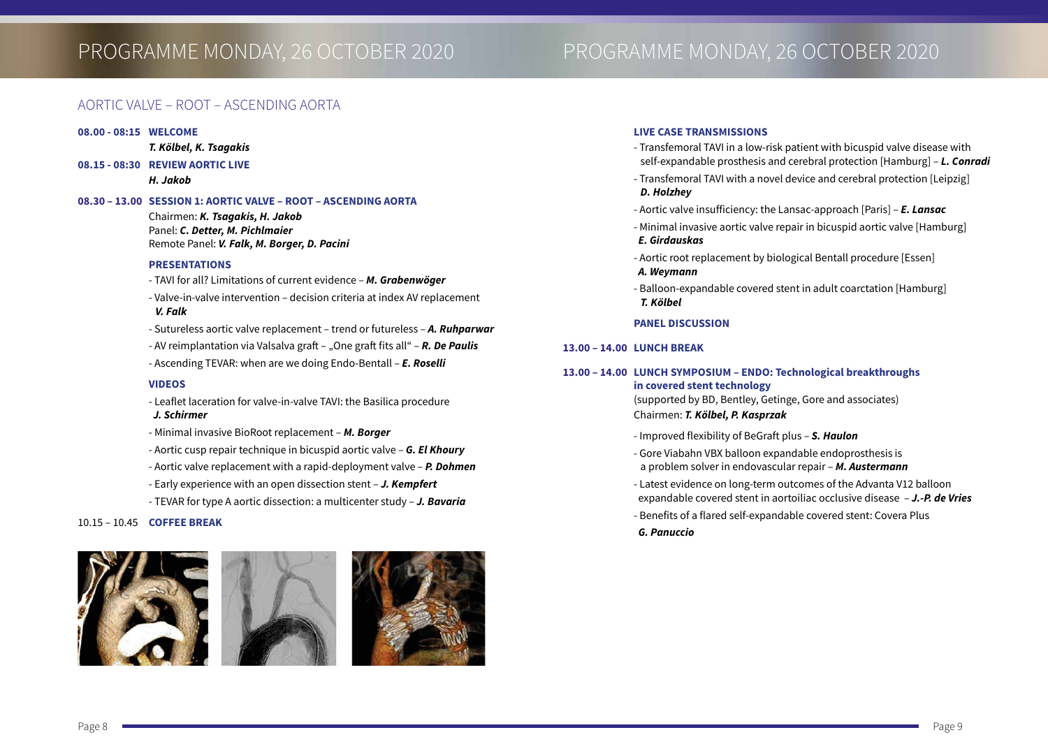# PROGRAMME MONDAY, 26 OCTOBER 2020

## AORTIC VALVE – ROOT – ASCENDING AORTA

**08.00 - 08:15 WELCOME**
***T. Kölbel, K. Tsagakis***

**08.15 - 08:30 REVIEW AORTIC LIVE**
***H. Jakob***

**08.30 – 13.00 SESSION 1: AORTIC VALVE – ROOT – ASCENDING AORTA**

Chairmen: ***K. Tsagakis, H. Jakob***
Panel: ***C. Detter, M. Pichlmaier***
Remote Panel: ***V. Falk, M. Borger, D. Pacini***

**PRESENTATIONS**

- TAVI for all? Limitations of current evidence – ***M. Grabenwöger***
- Valve-in-valve intervention – decision criteria at index AV replacement ***V. Falk***
- Sutureless aortic valve replacement – trend or futureless – ***A. Ruhparwar***
- AV reimplantation via Valsalva graft – „One graft fits all" – ***R. De Paulis***
- Ascending TEVAR: when are we doing Endo-Bentall – ***E. Roselli***

**VIDEOS**

- Leaflet laceration for valve-in-valve TAVI: the Basilica procedure ***J. Schirmer***
- Minimal invasive BioRoot replacement – ***M. Borger***
- Aortic cusp repair technique in bicuspid aortic valve – ***G. El Khoury***
- Aortic valve replacement with a rapid-deployment valve – ***P. Dohmen***
- Early experience with an open dissection stent – ***J. Kempfert***
- TEVAR for type A aortic dissection: a multicenter study – ***J. Bavaria***

10.15 – 10.45 **COFFEE BREAK**

**LIVE CASE TRANSMISSIONS**

- Transfemoral TAVI in a low-risk patient with bicuspid valve disease with self-expandable prosthesis and cerebral protection [Hamburg] – ***L. Conradi***
- Transfemoral TAVI with a novel device and cerebral protection [Leipzig] ***D. Holzhey***
- Aortic valve insufficiency: the Lansac-approach [Paris] – ***E. Lansac***
- Minimal invasive aortic valve repair in bicuspid aortic valve [Hamburg] ***E. Girdauskas***
- Aortic root replacement by biological Bentall procedure [Essen] ***A. Weymann***
- Balloon-expandable covered stent in adult coarctation [Hamburg] ***T. Kölbel***

**PANEL DISCUSSION**

**13.00 – 14.00 LUNCH BREAK**

**13.00 – 14.00 LUNCH SYMPOSIUM – ENDO: Technological breakthroughs in covered stent technology**

(supported by BD, Bentley, Getinge, Gore and associates)
Chairmen: ***T. Kölbel, P. Kasprzak***

- Improved flexibility of BeGraft plus – ***S. Haulon***
- Gore Viabahn VBX balloon expandable endoprosthesis is a problem solver in endovascular repair – ***M. Austermann***
- Latest evidence on long-term outcomes of the Advanta V12 balloon expandable covered stent in aortoiliac occlusive disease – ***J.-P. de Vries***
- Benefits of a flared self-expandable covered stent: Covera Plus ***G. Panuccio***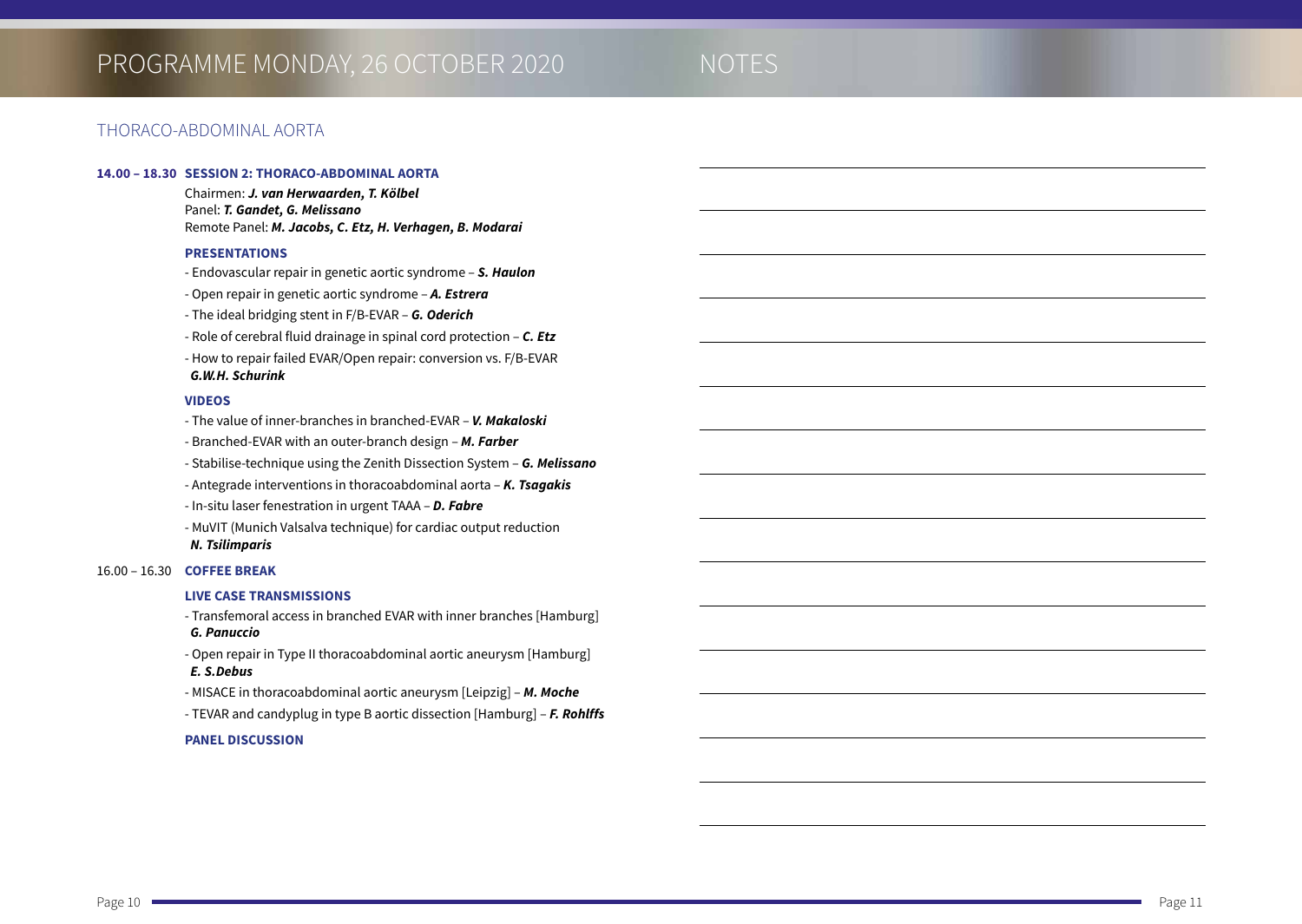# PROGRAMME MONDAY, 26 OCTOBER 2020

## NOTES

## THORACO-ABDOMINAL AORTA

**14.00 – 18.30 SESSION 2: THORACO-ABDOMINAL AORTA**

Chairmen: ***J. van Herwaarden, T. Kölbel***
Panel: ***T. Gandet, G. Melissano***
Remote Panel: ***M. Jacobs, C. Etz, H. Verhagen, B. Modarai***

**PRESENTATIONS**

- Endovascular repair in genetic aortic syndrome – ***S. Haulon***
- Open repair in genetic aortic syndrome – ***A. Estrera***
- The ideal bridging stent in F/B-EVAR – ***G. Oderich***
- Role of cerebral fluid drainage in spinal cord protection – ***C. Etz***
- How to repair failed EVAR/Open repair: conversion vs. F/B-EVAR ***G.W.H. Schurink***

**VIDEOS**

- The value of inner-branches in branched-EVAR – ***V. Makaloski***
- Branched-EVAR with an outer-branch design – ***M. Farber***
- Stabilise-technique using the Zenith Dissection System – ***G. Melissano***
- Antegrade interventions in thoracoabdominal aorta – ***K. Tsagakis***
- In-situ laser fenestration in urgent TAAA – ***D. Fabre***
- MuVIT (Munich Valsalva technique) for cardiac output reduction ***N. Tsilimparis***

16.00 – 16.30 **COFFEE BREAK**

**LIVE CASE TRANSMISSIONS**

- Transfemoral access in branched EVAR with inner branches [Hamburg] ***G. Panuccio***
- Open repair in Type II thoracoabdominal aortic aneurysm [Hamburg] ***E. S.Debus***
- MISACE in thoracoabdominal aortic aneurysm [Leipzig] – ***M. Moche***
- TEVAR and candyplug in type B aortic dissection [Hamburg] – ***F. Rohlffs***

**PANEL DISCUSSION**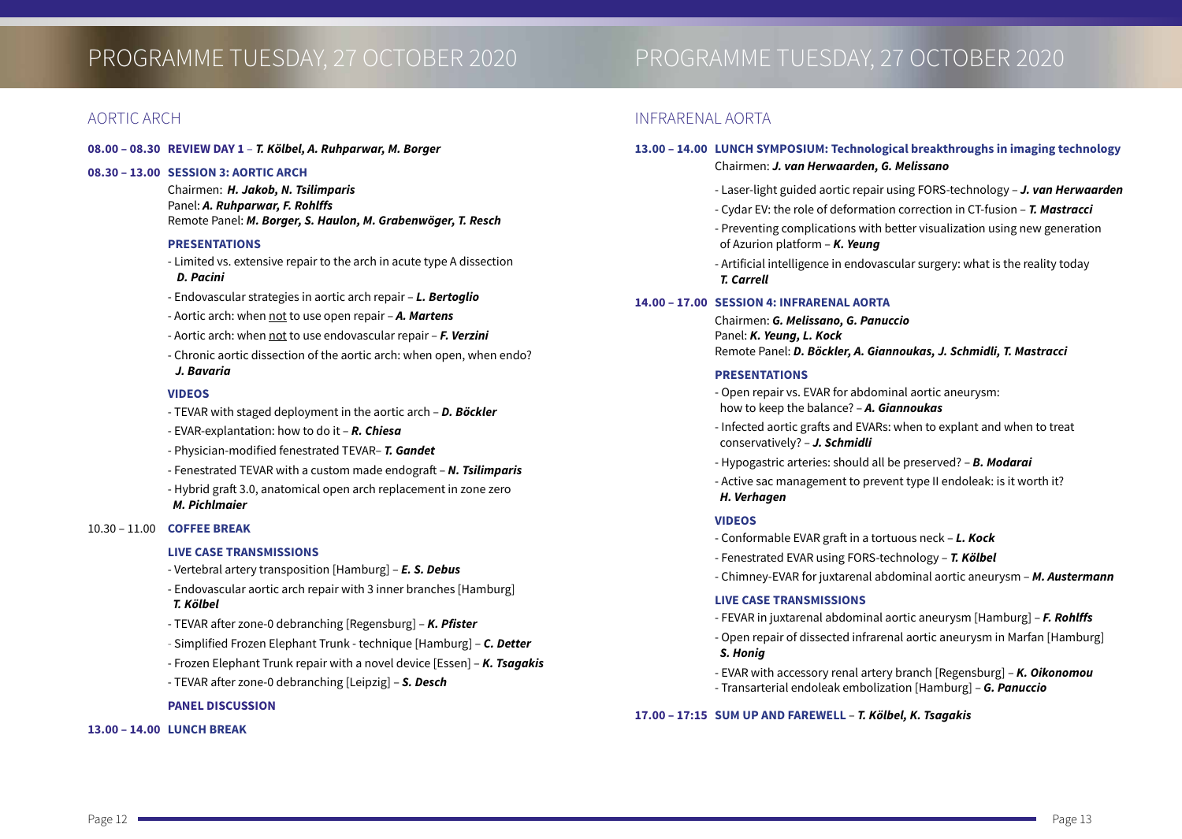# PROGRAMME TUESDAY, 27 OCTOBER 2020

## AORTIC ARCH

**08.00 – 08.30 REVIEW DAY 1** – ***T. Kölbel, A. Ruhparwar, M. Borger***

**08.30 – 13.00 SESSION 3: AORTIC ARCH**

Chairmen: ***H. Jakob, N. Tsilimparis***
Panel: ***A. Ruhparwar, F. Rohlffs***
Remote Panel: ***M. Borger, S. Haulon, M. Grabenwöger, T. Resch***

**PRESENTATIONS**

- Limited vs. extensive repair to the arch in acute type A dissection ***D. Pacini***
- Endovascular strategies in aortic arch repair – ***L. Bertoglio***
- Aortic arch: when not to use open repair – ***A. Martens***
- Aortic arch: when not to use endovascular repair – ***F. Verzini***
- Chronic aortic dissection of the aortic arch: when open, when endo? ***J. Bavaria***

**VIDEOS**

- TEVAR with staged deployment in the aortic arch – ***D. Böckler***
- EVAR-explantation: how to do it – ***R. Chiesa***
- Physician-modified fenestrated TEVAR– ***T. Gandet***
- Fenestrated TEVAR with a custom made endograft – ***N. Tsilimparis***
- Hybrid graft 3.0, anatomical open arch replacement in zone zero ***M. Pichlmaier***

10.30 – 11.00 **COFFEE BREAK**

**LIVE CASE TRANSMISSIONS**

- Vertebral artery transposition [Hamburg] – ***E. S. Debus***
- Endovascular aortic arch repair with 3 inner branches [Hamburg] ***T. Kölbel***
- TEVAR after zone-0 debranching [Regensburg] – ***K. Pfister***
- Simplified Frozen Elephant Trunk - technique [Hamburg] – ***C. Detter***
- Frozen Elephant Trunk repair with a novel device [Essen] – ***K. Tsagakis***
- TEVAR after zone-0 debranching [Leipzig] – ***S. Desch***

**PANEL DISCUSSION**

**13.00 – 14.00 LUNCH BREAK**

## INFRARENAL AORTA

**13.00 – 14.00 LUNCH SYMPOSIUM: Technological breakthroughs in imaging technology**

Chairmen: ***J. van Herwaarden, G. Melissano***

- Laser-light guided aortic repair using FORS-technology – ***J. van Herwaarden***
- Cydar EV: the role of deformation correction in CT-fusion – ***T. Mastracci***
- Preventing complications with better visualization using new generation of Azurion platform – ***K. Yeung***
- Artificial intelligence in endovascular surgery: what is the reality today ***T. Carrell***

**14.00 – 17.00 SESSION 4: INFRARENAL AORTA**

Chairmen: ***G. Melissano, G. Panuccio***
Panel: ***K. Yeung, L. Kock***
Remote Panel: ***D. Böckler, A. Giannoukas, J. Schmidli, T. Mastracci***

**PRESENTATIONS**

- Open repair vs. EVAR for abdominal aortic aneurysm: how to keep the balance? – ***A. Giannoukas***
- Infected aortic grafts and EVARs: when to explant and when to treat conservatively? – ***J. Schmidli***
- Hypogastric arteries: should all be preserved? – ***B. Modarai***
- Active sac management to prevent type II endoleak: is it worth it? ***H. Verhagen***

**VIDEOS**

- Conformable EVAR graft in a tortuous neck – ***L. Kock***
- Fenestrated EVAR using FORS-technology – ***T. Kölbel***
- Chimney-EVAR for juxtarenal abdominal aortic aneurysm – ***M. Austermann***

**LIVE CASE TRANSMISSIONS**

- FEVAR in juxtarenal abdominal aortic aneurysm [Hamburg] – ***F. Rohlffs***
- Open repair of dissected infrarenal aortic aneurysm in Marfan [Hamburg] ***S. Honig***
- EVAR with accessory renal artery branch [Regensburg] – ***K. Oikonomou***
- Transarterial endoleak embolization [Hamburg] – ***G. Panuccio***

**17.00 – 17:15 SUM UP AND FAREWELL** – ***T. Kölbel, K. Tsagakis***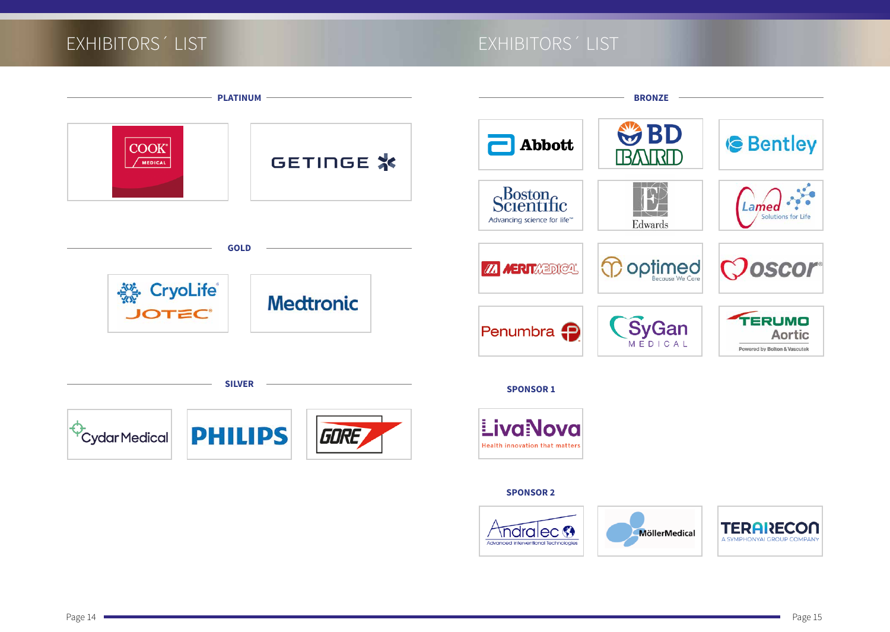# EXHIBITORS´ LIST

## PLATINUM

COOK MEDICAL

GETINGE

## GOLD

CryoLife JOTEC

Medtronic

## SILVER

Cydar Medical

PHILIPS

GORE

# EXHIBITORS´ LIST

## BRONZE

Abbott

BD BARD

Bentley

Boston Scientific – Advancing science for life™

Edwards

Lamed – Solutions for Life

MERIT MEDICAL

optimed – Because We Care

oscor

Penumbra

SyGan MEDICAL

TERUMO Aortic – Powered by Bolton & Vascutek

## SPONSOR 1

LivaNova – Health innovation that matters

## SPONSOR 2

AndraTec – Advanced Interventional Technologies

MöllerMedical

TERARECON – A SYMPHONYAI GROUP COMPANY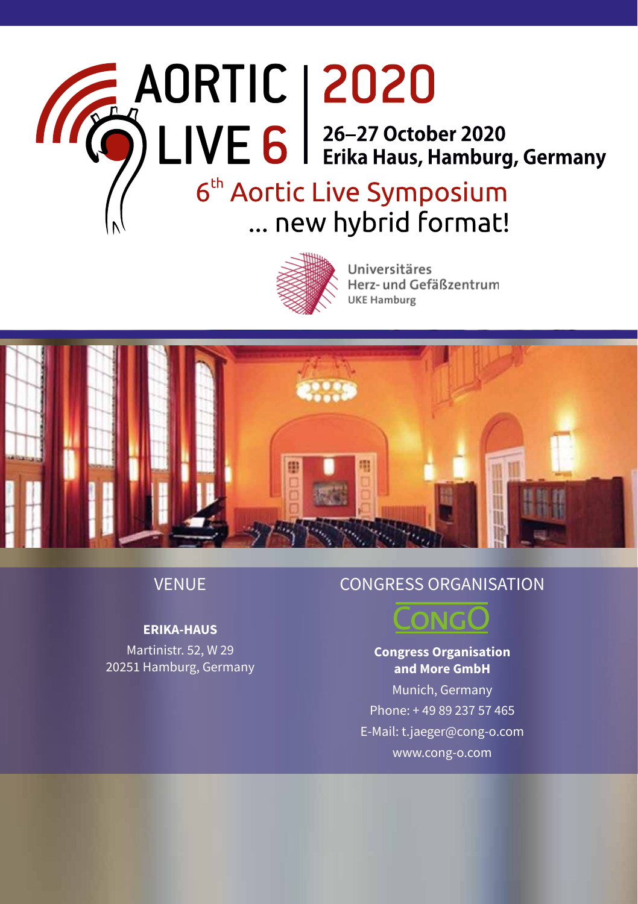# AORTIC LIVE 6 | 2020

**26–27 October 2020**
**Erika Haus, Hamburg, Germany**

## 6th Aortic Live Symposium
## ... new hybrid format!

Universitäres
Herz- und Gefäßzentrum
UKE Hamburg

## VENUE

**ERIKA-HAUS**
Martinistr. 52, W 29
20251 Hamburg, Germany

## CONGRESS ORGANISATION

CONGO

**Congress Organisation and More GmbH**
Munich, Germany
Phone: + 49 89 237 57 465
E-Mail: t.jaeger@cong-o.com
www.cong-o.com